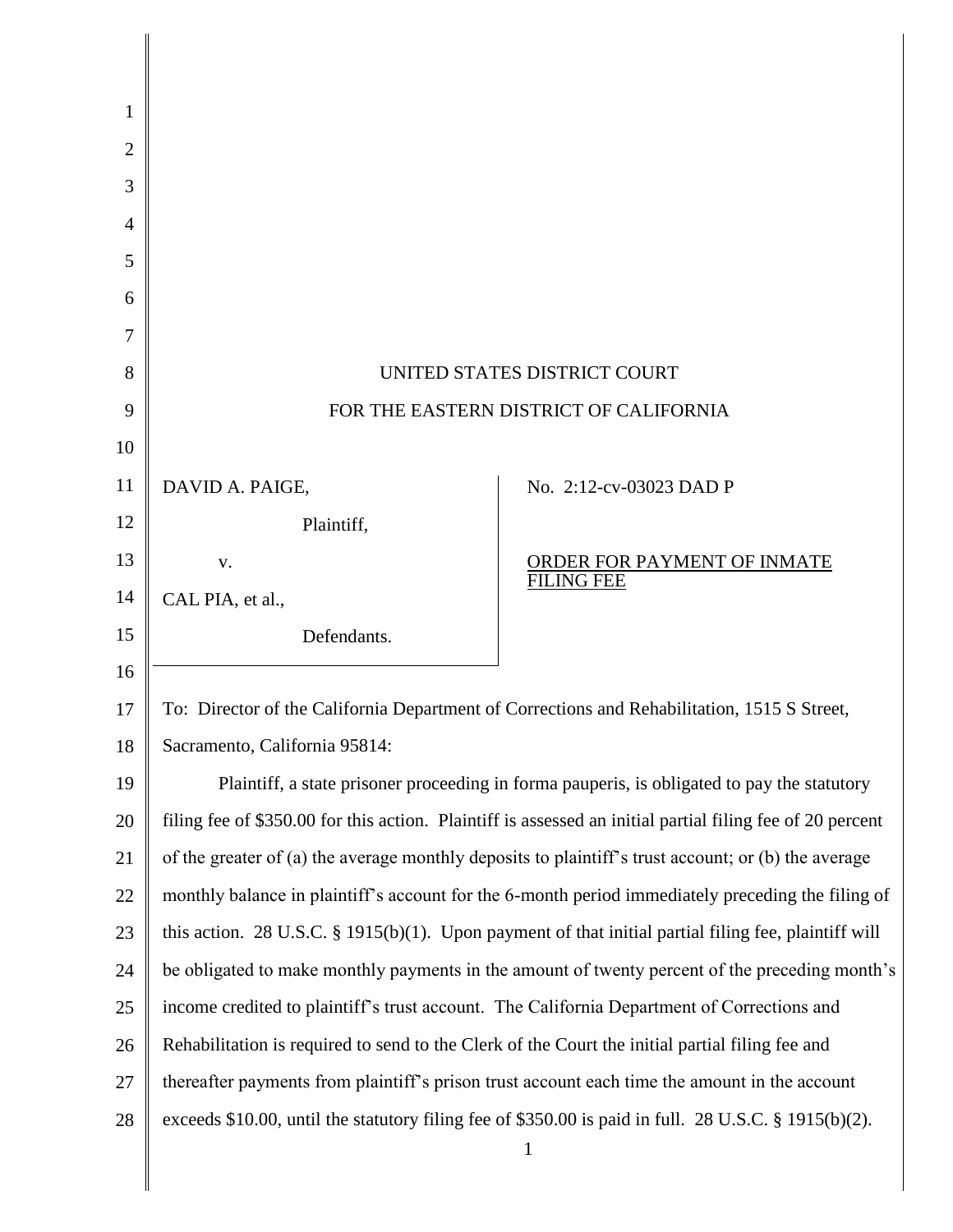UNITED STATES DISTRICT COURT

FOR THE EASTERN DISTRICT OF CALIFORNIA

| | |
|---|---|
| DAVID A. PAIGE,<br><br>Plaintiff,<br><br>v.<br><br>CAL PIA, et al.,<br><br>Defendants. | No. 2:12-cv-03023 DAD P<br><br>ORDER FOR PAYMENT OF INMATE FILING FEE |

To: Director of the California Department of Corrections and Rehabilitation, 1515 S Street, Sacramento, California 95814:

Plaintiff, a state prisoner proceeding in forma pauperis, is obligated to pay the statutory filing fee of $350.00 for this action. Plaintiff is assessed an initial partial filing fee of 20 percent of the greater of (a) the average monthly deposits to plaintiff's trust account; or (b) the average monthly balance in plaintiff's account for the 6-month period immediately preceding the filing of this action. 28 U.S.C. § 1915(b)(1). Upon payment of that initial partial filing fee, plaintiff will be obligated to make monthly payments in the amount of twenty percent of the preceding month's income credited to plaintiff's trust account. The California Department of Corrections and Rehabilitation is required to send to the Clerk of the Court the initial partial filing fee and thereafter payments from plaintiff's prison trust account each time the amount in the account exceeds $10.00, until the statutory filing fee of $350.00 is paid in full. 28 U.S.C. § 1915(b)(2).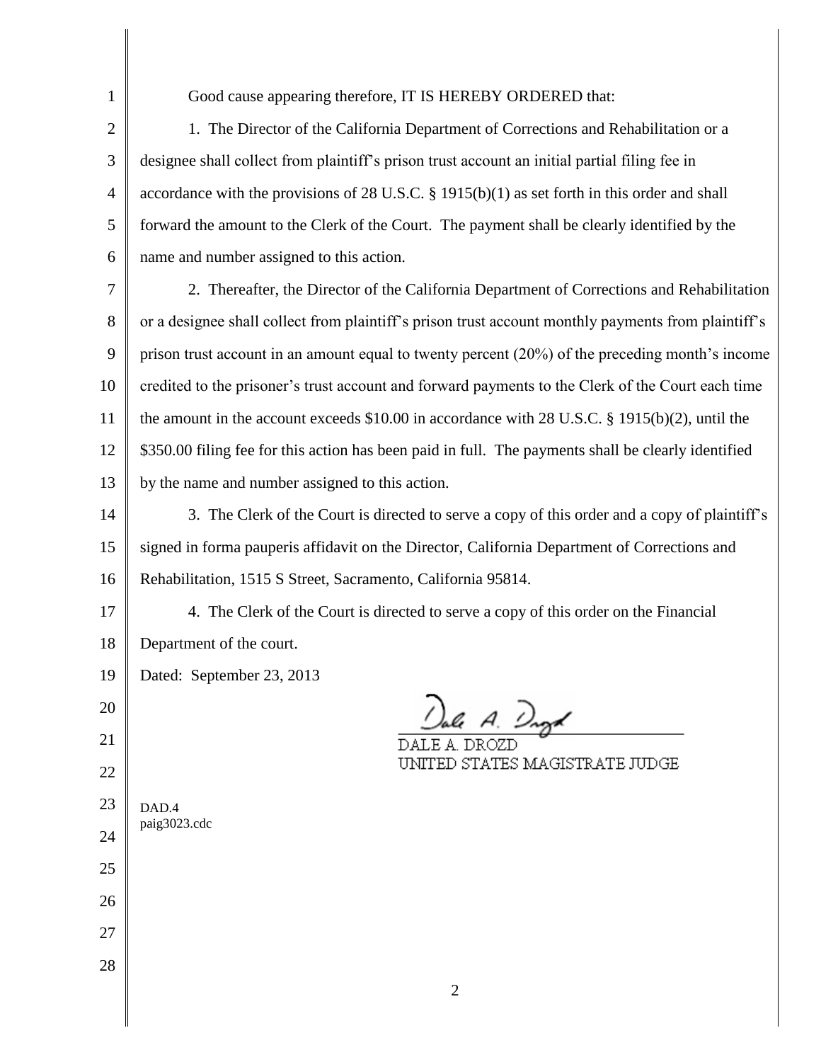Good cause appearing therefore, IT IS HEREBY ORDERED that:

1. The Director of the California Department of Corrections and Rehabilitation or a designee shall collect from plaintiff's prison trust account an initial partial filing fee in accordance with the provisions of 28 U.S.C. § 1915(b)(1) as set forth in this order and shall forward the amount to the Clerk of the Court. The payment shall be clearly identified by the name and number assigned to this action.

2. Thereafter, the Director of the California Department of Corrections and Rehabilitation or a designee shall collect from plaintiff's prison trust account monthly payments from plaintiff's prison trust account in an amount equal to twenty percent (20%) of the preceding month's income credited to the prisoner's trust account and forward payments to the Clerk of the Court each time the amount in the account exceeds $10.00 in accordance with 28 U.S.C. § 1915(b)(2), until the $350.00 filing fee for this action has been paid in full. The payments shall be clearly identified by the name and number assigned to this action.

3. The Clerk of the Court is directed to serve a copy of this order and a copy of plaintiff's signed in forma pauperis affidavit on the Director, California Department of Corrections and Rehabilitation, 1515 S Street, Sacramento, California 95814.

4. The Clerk of the Court is directed to serve a copy of this order on the Financial Department of the court.

Dated: September 23, 2013

DALE A. DROZD
UNITED STATES MAGISTRATE JUDGE

DAD.4
paig3023.cdc